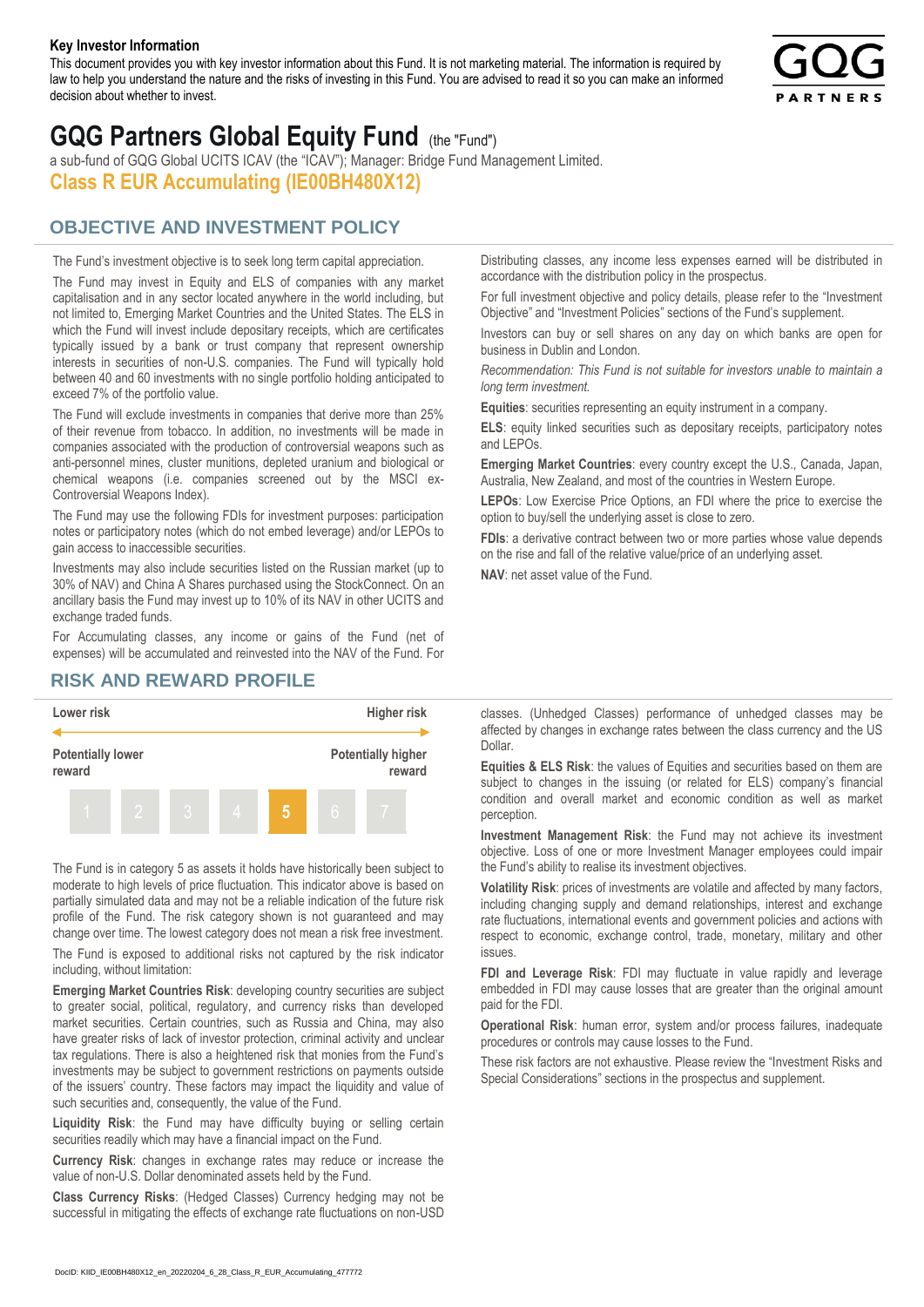**Key Investor Information**

This document provides you with key investor information about this Fund. It is not marketing material. The information is required by law to help you understand the nature and the risks of investing in this Fund. You are advised to read it so you can make an informed decision about whether to invest.

# GQG Partners Global Equity Fund (the "Fund")

a sub-fund of GQG Global UCITS ICAV (the "ICAV"); Manager: Bridge Fund Management Limited.

## Class R EUR Accumulating (IE00BH480X12)

## OBJECTIVE AND INVESTMENT POLICY

The Fund's investment objective is to seek long term capital appreciation.

The Fund may invest in Equity and ELS of companies with any market capitalisation and in any sector located anywhere in the world including, but not limited to, Emerging Market Countries and the United States. The ELS in which the Fund will invest include depositary receipts, which are certificates typically issued by a bank or trust company that represent ownership interests in securities of non-U.S. companies. The Fund will typically hold between 40 and 60 investments with no single portfolio holding anticipated to exceed 7% of the portfolio value.

The Fund will exclude investments in companies that derive more than 25% of their revenue from tobacco. In addition, no investments will be made in companies associated with the production of controversial weapons such as anti-personnel mines, cluster munitions, depleted uranium and biological or chemical weapons (i.e. companies screened out by the MSCI ex-Controversial Weapons Index).

The Fund may use the following FDIs for investment purposes: participation notes or participatory notes (which do not embed leverage) and/or LEPOs to gain access to inaccessible securities.

Investments may also include securities listed on the Russian market (up to 30% of NAV) and China A Shares purchased using the StockConnect. On an ancillary basis the Fund may invest up to 10% of its NAV in other UCITS and exchange traded funds.

For Accumulating classes, any income or gains of the Fund (net of expenses) will be accumulated and reinvested into the NAV of the Fund. For Distributing classes, any income less expenses earned will be distributed in accordance with the distribution policy in the prospectus.

For full investment objective and policy details, please refer to the "Investment Objective" and "Investment Policies" sections of the Fund's supplement.

Investors can buy or sell shares on any day on which banks are open for business in Dublin and London.

*Recommendation: This Fund is not suitable for investors unable to maintain a long term investment.*

**Equities**: securities representing an equity instrument in a company.

**ELS**: equity linked securities such as depositary receipts, participatory notes and LEPOs.

**Emerging Market Countries**: every country except the U.S., Canada, Japan, Australia, New Zealand, and most of the countries in Western Europe.

**LEPOs**: Low Exercise Price Options, an FDI where the price to exercise the option to buy/sell the underlying asset is close to zero.

**FDIs**: a derivative contract between two or more parties whose value depends on the rise and fall of the relative value/price of an underlying asset.

**NAV**: net asset value of the Fund.

## RISK AND REWARD PROFILE

| Lower risk | | | | | | Higher risk |
|---|---|---|---|---|---|---|
| Potentially lower reward | | | | | | Potentially higher reward |
| 1 | 2 | 3 | 4 | **5** | 6 | 7 |

The Fund is in category 5 as assets it holds have historically been subject to moderate to high levels of price fluctuation. This indicator above is based on partially simulated data and may not be a reliable indication of the future risk profile of the Fund. The risk category shown is not guaranteed and may change over time. The lowest category does not mean a risk free investment.

The Fund is exposed to additional risks not captured by the risk indicator including, without limitation:

**Emerging Market Countries Risk**: developing country securities are subject to greater social, political, regulatory, and currency risks than developed market securities. Certain countries, such as Russia and China, may also have greater risks of lack of investor protection, criminal activity and unclear tax regulations. There is also a heightened risk that monies from the Fund's investments may be subject to government restrictions on payments outside of the issuers' country. These factors may impact the liquidity and value of such securities and, consequently, the value of the Fund.

**Liquidity Risk**: the Fund may have difficulty buying or selling certain securities readily which may have a financial impact on the Fund.

**Currency Risk**: changes in exchange rates may reduce or increase the value of non-U.S. Dollar denominated assets held by the Fund.

**Class Currency Risks**: (Hedged Classes) Currency hedging may not be successful in mitigating the effects of exchange rate fluctuations on non-USD classes. (Unhedged Classes) performance of unhedged classes may be affected by changes in exchange rates between the class currency and the US Dollar.

**Equities & ELS Risk**: the values of Equities and securities based on them are subject to changes in the issuing (or related for ELS) company's financial condition and overall market and economic condition as well as market perception.

**Investment Management Risk**: the Fund may not achieve its investment objective. Loss of one or more Investment Manager employees could impair the Fund's ability to realise its investment objectives.

**Volatility Risk**: prices of investments are volatile and affected by many factors, including changing supply and demand relationships, interest and exchange rate fluctuations, international events and government policies and actions with respect to economic, exchange control, trade, monetary, military and other issues.

**FDI and Leverage Risk**: FDI may fluctuate in value rapidly and leverage embedded in FDI may cause losses that are greater than the original amount paid for the FDI.

**Operational Risk**: human error, system and/or process failures, inadequate procedures or controls may cause losses to the Fund.

These risk factors are not exhaustive. Please review the "Investment Risks and Special Considerations" sections in the prospectus and supplement.

DocID: KIID_IE00BH480X12_en_20220204_6_28_Class_R_EUR_Accumulating_477772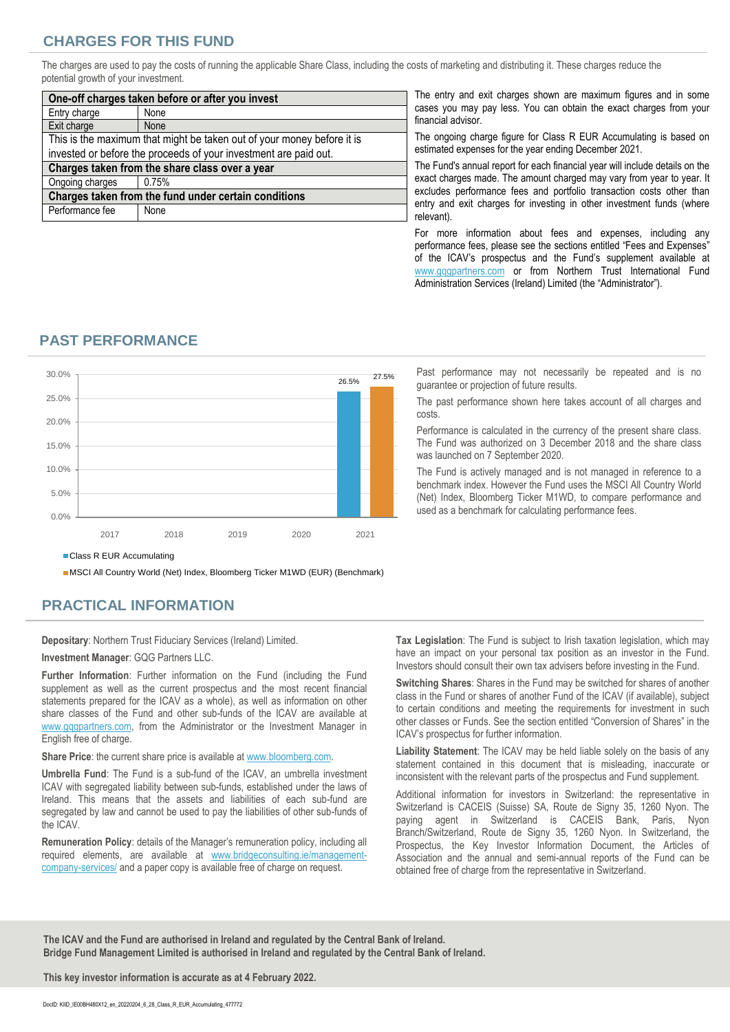## CHARGES FOR THIS FUND

The charges are used to pay the costs of running the applicable Share Class, including the costs of marketing and distributing it. These charges reduce the potential growth of your investment.

| One-off charges taken before or after you invest | |
|---|---|
| Entry charge | None |
| Exit charge | None |
| This is the maximum that might be taken out of your money before it is invested or before the proceeds of your investment are paid out. | |
| **Charges taken from the share class over a year** | |
| Ongoing charges | 0.75% |
| **Charges taken from the fund under certain conditions** | |
| Performance fee | None |

The entry and exit charges shown are maximum figures and in some cases you may pay less. You can obtain the exact charges from your financial advisor.

The ongoing charge figure for Class R EUR Accumulating is based on estimated expenses for the year ending December 2021.

The Fund's annual report for each financial year will include details on the exact charges made. The amount charged may vary from year to year. It excludes performance fees and portfolio transaction costs other than entry and exit charges for investing in other investment funds (where relevant).

For more information about fees and expenses, including any performance fees, please see the sections entitled "Fees and Expenses" of the ICAV's prospectus and the Fund's supplement available at www.gqgpartners.com or from Northern Trust International Fund Administration Services (Ireland) Limited (the "Administrator").

## PAST PERFORMANCE

30.0%
25.0%
20.0%
15.0%
10.0%
5.0%
0.0%

2017 2018 2019 2020 2021

26.5% 27.5%

Class R EUR Accumulating

MSCI All Country World (Net) Index, Bloomberg Ticker M1WD (EUR) (Benchmark)

Past performance may not necessarily be repeated and is no guarantee or projection of future results.

The past performance shown here takes account of all charges and costs.

Performance is calculated in the currency of the present share class. The Fund was authorized on 3 December 2018 and the share class was launched on 7 September 2020.

The Fund is actively managed and is not managed in reference to a benchmark index. However the Fund uses the MSCI All Country World (Net) Index, Bloomberg Ticker M1WD, to compare performance and used as a benchmark for calculating performance fees.

## PRACTICAL INFORMATION

**Depositary**: Northern Trust Fiduciary Services (Ireland) Limited.

**Investment Manager**: GQG Partners LLC.

**Further Information**: Further information on the Fund (including the Fund supplement as well as the current prospectus and the most recent financial statements prepared for the ICAV as a whole), as well as information on other share classes of the Fund and other sub-funds of the ICAV are available at www.gqgpartners.com, from the Administrator or the Investment Manager in English free of charge.

**Share Price**: the current share price is available at www.bloomberg.com.

**Umbrella Fund**: The Fund is a sub-fund of the ICAV, an umbrella investment ICAV with segregated liability between sub-funds, established under the laws of Ireland. This means that the assets and liabilities of each sub-fund are segregated by law and cannot be used to pay the liabilities of other sub-funds of the ICAV.

**Remuneration Policy**: details of the Manager's remuneration policy, including all required elements, are available at www.bridgeconsulting.ie/management-company-services/ and a paper copy is available free of charge on request.

**Tax Legislation**: The Fund is subject to Irish taxation legislation, which may have an impact on your personal tax position as an investor in the Fund. Investors should consult their own tax advisers before investing in the Fund.

**Switching Shares**: Shares in the Fund may be switched for shares of another class in the Fund or shares of another Fund of the ICAV (if available), subject to certain conditions and meeting the requirements for investment in such other classes or Funds. See the section entitled "Conversion of Shares" in the ICAV's prospectus for further information.

**Liability Statement**: The ICAV may be held liable solely on the basis of any statement contained in this document that is misleading, inaccurate or inconsistent with the relevant parts of the prospectus and Fund supplement.

Additional information for investors in Switzerland: the representative in Switzerland is CACEIS (Suisse) SA, Route de Signy 35, 1260 Nyon. The paying agent in Switzerland is CACEIS Bank, Paris, Nyon Branch/Switzerland, Route de Signy 35, 1260 Nyon. In Switzerland, the Prospectus, the Key Investor Information Document, the Articles of Association and the annual and semi-annual reports of the Fund can be obtained free of charge from the representative in Switzerland.

**The ICAV and the Fund are authorised in Ireland and regulated by the Central Bank of Ireland.**
**Bridge Fund Management Limited is authorised in Ireland and regulated by the Central Bank of Ireland.**

**This key investor information is accurate as at 4 February 2022.**

DocID: KIID_IE00BH480X12_en_20220204_6_28_Class_R_EUR_Accumulating_477772